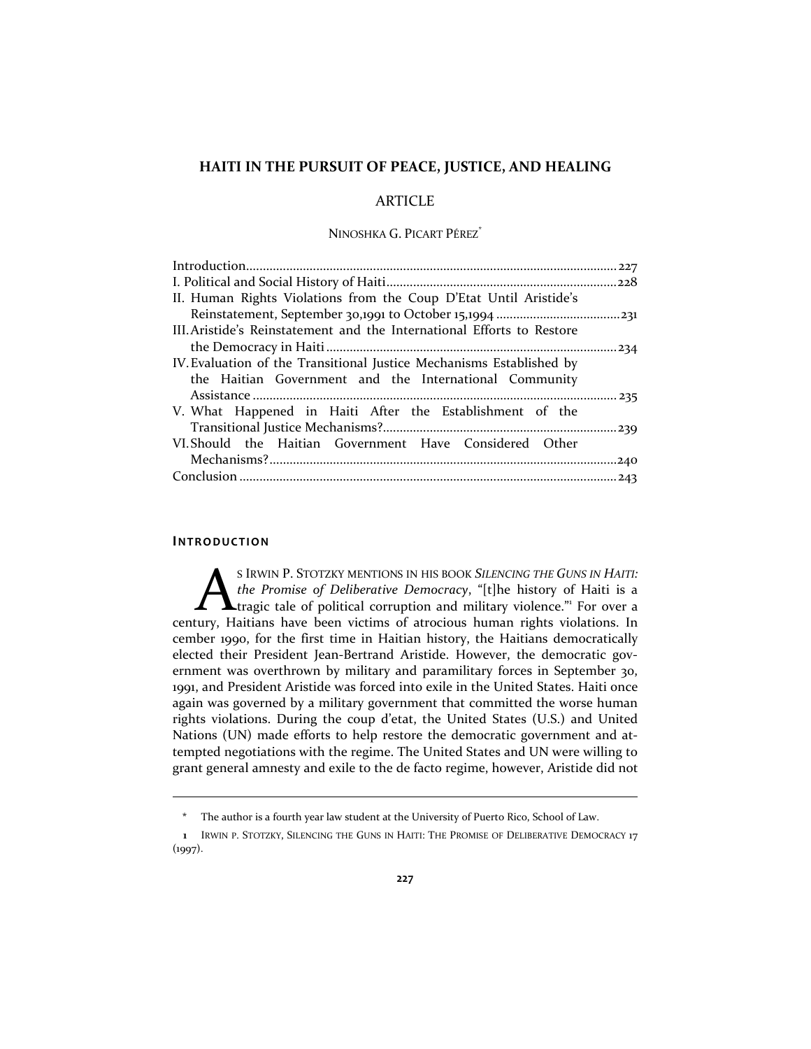# HAITI IN THE PURSUIT OF PEACE, JUSTICE, AND HEALING

## ARTICLE

NINOSHKA G. PICART PÉREZ[*]

Introduction .............................................................................................. 227
I. Political and Social History of Haiti ..................................................................... 228
II. Human Rights Violations from the Coup D'Etat Until Aristide's Reinstatement, September 30,1991 to October 15,1994 ..................................... 231
III. Aristide's Reinstatement and the International Efforts to Restore the Democracy in Haiti ....................................................................................... 234
IV. Evaluation of the Transitional Justice Mechanisms Established by the Haitian Government and the International Community Assistance ........................................................................................................ 235
V. What Happened in Haiti After the Establishment of the Transitional Justice Mechanisms? ..................................................................... 239
VI. Should the Haitian Government Have Considered Other Mechanisms? ......................................................................................................... 240
Conclusion ................................................................................................................ 243

## INTRODUCTION

As IRWIN P. STOTZKY MENTIONS IN HIS BOOK *SILENCING THE GUNS IN HAITI: the Promise of Deliberative Democracy*, "[t]he history of Haiti is a tragic tale of political corruption and military violence."[1] For over a century, Haitians have been victims of atrocious human rights violations. In cember 1990, for the first time in Haitian history, the Haitians democratically elected their President Jean-Bertrand Aristide. However, the democratic government was overthrown by military and paramilitary forces in September 30, 1991, and President Aristide was forced into exile in the United States. Haiti once again was governed by a military government that committed the worse human rights violations. During the coup d'etat, the United States (U.S.) and United Nations (UN) made efforts to help restore the democratic government and attempted negotiations with the regime. The United States and UN were willing to grant general amnesty and exile to the de facto regime, however, Aristide did not

---

\* The author is a fourth year law student at the University of Puerto Rico, School of Law.

1 IRWIN P. STOTZKY, SILENCING THE GUNS IN HAITI: THE PROMISE OF DELIBERATIVE DEMOCRACY 17 (1997).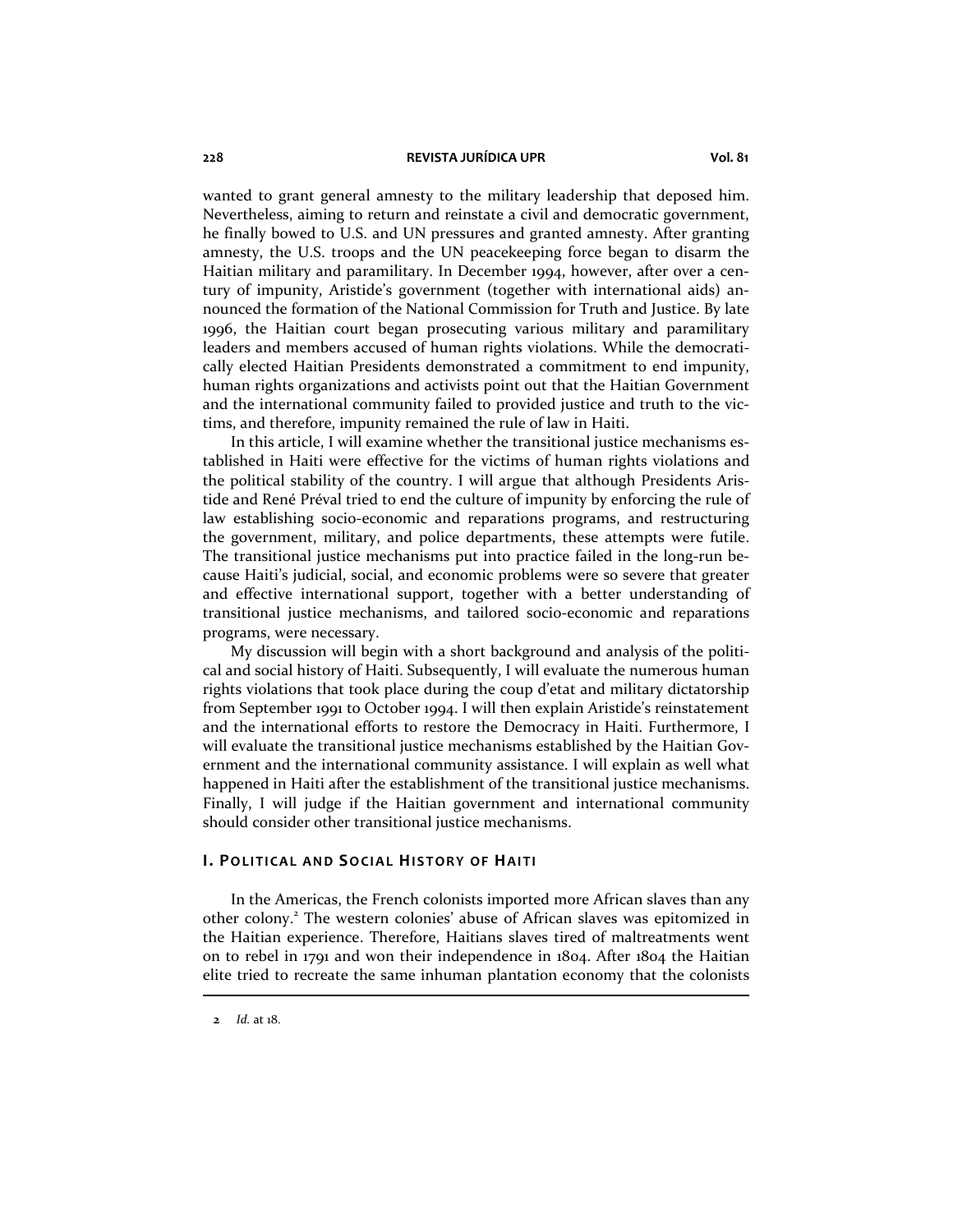wanted to grant general amnesty to the military leadership that deposed him. Nevertheless, aiming to return and reinstate a civil and democratic government, he finally bowed to U.S. and UN pressures and granted amnesty. After granting amnesty, the U.S. troops and the UN peacekeeping force began to disarm the Haitian military and paramilitary. In December 1994, however, after over a century of impunity, Aristide's government (together with international aids) announced the formation of the National Commission for Truth and Justice. By late 1996, the Haitian court began prosecuting various military and paramilitary leaders and members accused of human rights violations. While the democratically elected Haitian Presidents demonstrated a commitment to end impunity, human rights organizations and activists point out that the Haitian Government and the international community failed to provided justice and truth to the victims, and therefore, impunity remained the rule of law in Haiti.

In this article, I will examine whether the transitional justice mechanisms established in Haiti were effective for the victims of human rights violations and the political stability of the country. I will argue that although Presidents Aristide and René Préval tried to end the culture of impunity by enforcing the rule of law establishing socio-economic and reparations programs, and restructuring the government, military, and police departments, these attempts were futile. The transitional justice mechanisms put into practice failed in the long-run because Haiti's judicial, social, and economic problems were so severe that greater and effective international support, together with a better understanding of transitional justice mechanisms, and tailored socio-economic and reparations programs, were necessary.

My discussion will begin with a short background and analysis of the political and social history of Haiti. Subsequently, I will evaluate the numerous human rights violations that took place during the coup d'etat and military dictatorship from September 1991 to October 1994. I will then explain Aristide's reinstatement and the international efforts to restore the Democracy in Haiti. Furthermore, I will evaluate the transitional justice mechanisms established by the Haitian Government and the international community assistance. I will explain as well what happened in Haiti after the establishment of the transitional justice mechanisms. Finally, I will judge if the Haitian government and international community should consider other transitional justice mechanisms.

## I. POLITICAL AND SOCIAL HISTORY OF HAITI

In the Americas, the French colonists imported more African slaves than any other colony.[2] The western colonies' abuse of African slaves was epitomized in the Haitian experience. Therefore, Haitians slaves tired of maltreatments went on to rebel in 1791 and won their independence in 1804. After 1804 the Haitian elite tried to recreate the same inhuman plantation economy that the colonists

---

2 *Id.* at 18.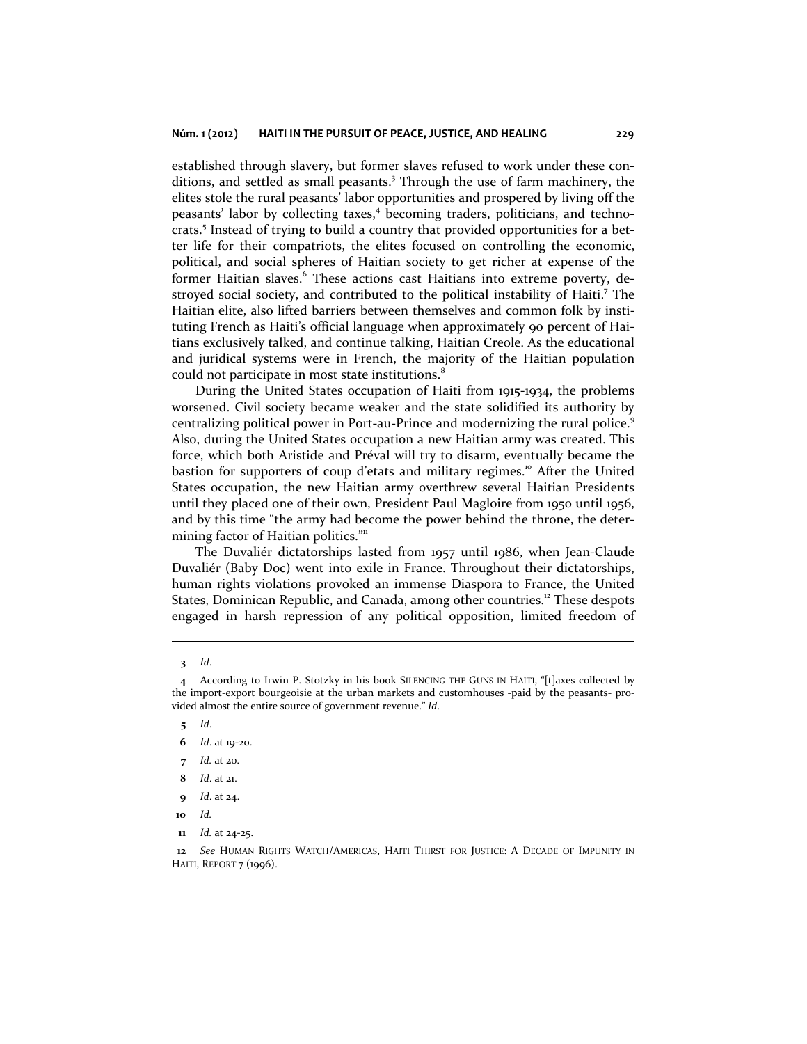established through slavery, but former slaves refused to work under these conditions, and settled as small peasants.[3] Through the use of farm machinery, the elites stole the rural peasants' labor opportunities and prospered by living off the peasants' labor by collecting taxes,[4] becoming traders, politicians, and technocrats.[5] Instead of trying to build a country that provided opportunities for a better life for their compatriots, the elites focused on controlling the economic, political, and social spheres of Haitian society to get richer at expense of the former Haitian slaves.[6] These actions cast Haitians into extreme poverty, destroyed social society, and contributed to the political instability of Haiti.[7] The Haitian elite, also lifted barriers between themselves and common folk by instituting French as Haiti's official language when approximately 90 percent of Haitians exclusively talked, and continue talking, Haitian Creole. As the educational and juridical systems were in French, the majority of the Haitian population could not participate in most state institutions.[8]

During the United States occupation of Haiti from 1915-1934, the problems worsened. Civil society became weaker and the state solidified its authority by centralizing political power in Port-au-Prince and modernizing the rural police.[9] Also, during the United States occupation a new Haitian army was created. This force, which both Aristide and Préval will try to disarm, eventually became the bastion for supporters of coup d'etats and military regimes.[10] After the United States occupation, the new Haitian army overthrew several Haitian Presidents until they placed one of their own, President Paul Magloire from 1950 until 1956, and by this time "the army had become the power behind the throne, the determining factor of Haitian politics."[11]

The Duvaliér dictatorships lasted from 1957 until 1986, when Jean-Claude Duvaliér (Baby Doc) went into exile in France. Throughout their dictatorships, human rights violations provoked an immense Diaspora to France, the United States, Dominican Republic, and Canada, among other countries.[12] These despots engaged in harsh repression of any political opposition, limited freedom of

---

3 *Id*.

4 According to Irwin P. Stotzky in his book SILENCING THE GUNS IN HAITI, "[t]axes collected by the import-export bourgeoisie at the urban markets and customhouses -paid by the peasants- provided almost the entire source of government revenue." *Id*.

5 *Id*.

6 *Id*. at 19-20.

7 *Id.* at 20.

8 *Id*. at 21.

9 *Id*. at 24.

10 *Id.*

11 *Id.* at 24-25.

12 *See* HUMAN RIGHTS WATCH/AMERICAS, HAITI THIRST FOR JUSTICE: A DECADE OF IMPUNITY IN HAITI, REPORT 7 (1996).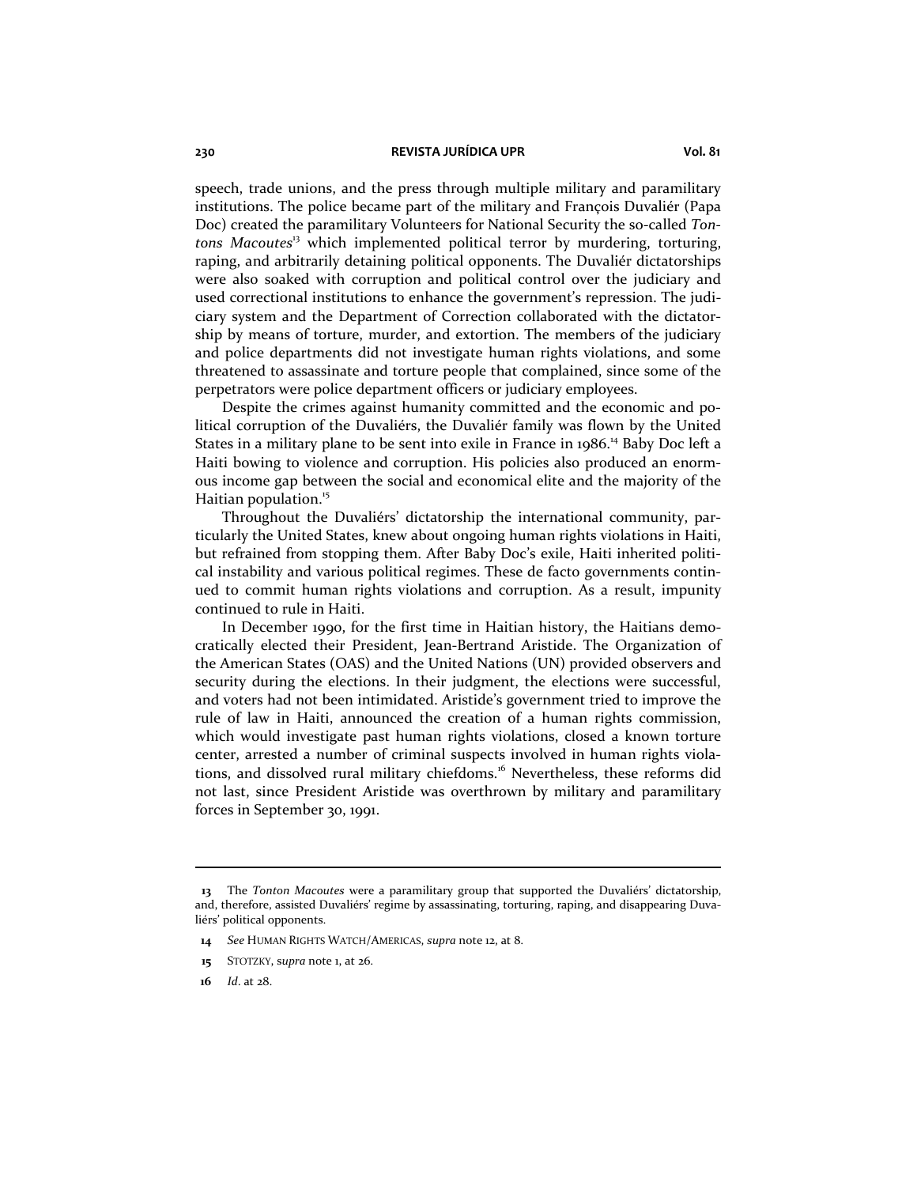speech, trade unions, and the press through multiple military and paramilitary institutions. The police became part of the military and François Duvaliér (Papa Doc) created the paramilitary Volunteers for National Security the so-called *Tontons Macoutes*[13] which implemented political terror by murdering, torturing, raping, and arbitrarily detaining political opponents. The Duvaliér dictatorships were also soaked with corruption and political control over the judiciary and used correctional institutions to enhance the government's repression. The judiciary system and the Department of Correction collaborated with the dictatorship by means of torture, murder, and extortion. The members of the judiciary and police departments did not investigate human rights violations, and some threatened to assassinate and torture people that complained, since some of the perpetrators were police department officers or judiciary employees.

Despite the crimes against humanity committed and the economic and political corruption of the Duvaliérs, the Duvaliér family was flown by the United States in a military plane to be sent into exile in France in 1986.[14] Baby Doc left a Haiti bowing to violence and corruption. His policies also produced an enormous income gap between the social and economical elite and the majority of the Haitian population.[15]

Throughout the Duvaliérs' dictatorship the international community, particularly the United States, knew about ongoing human rights violations in Haiti, but refrained from stopping them. After Baby Doc's exile, Haiti inherited political instability and various political regimes. These de facto governments continued to commit human rights violations and corruption. As a result, impunity continued to rule in Haiti.

In December 1990, for the first time in Haitian history, the Haitians democratically elected their President, Jean-Bertrand Aristide. The Organization of the American States (OAS) and the United Nations (UN) provided observers and security during the elections. In their judgment, the elections were successful, and voters had not been intimidated. Aristide's government tried to improve the rule of law in Haiti, announced the creation of a human rights commission, which would investigate past human rights violations, closed a known torture center, arrested a number of criminal suspects involved in human rights violations, and dissolved rural military chiefdoms.[16] Nevertheless, these reforms did not last, since President Aristide was overthrown by military and paramilitary forces in September 30, 1991.

---

[13] The *Tonton Macoutes* were a paramilitary group that supported the Duvaliérs' dictatorship, and, therefore, assisted Duvaliérs' regime by assassinating, torturing, raping, and disappearing Duvaliérs' political opponents.

[14] *See* HUMAN RIGHTS WATCH/AMERICAS, *supra* note 12, at 8.

[15] STOTZKY, *supra* note 1, at 26.

[16] *Id*. at 28.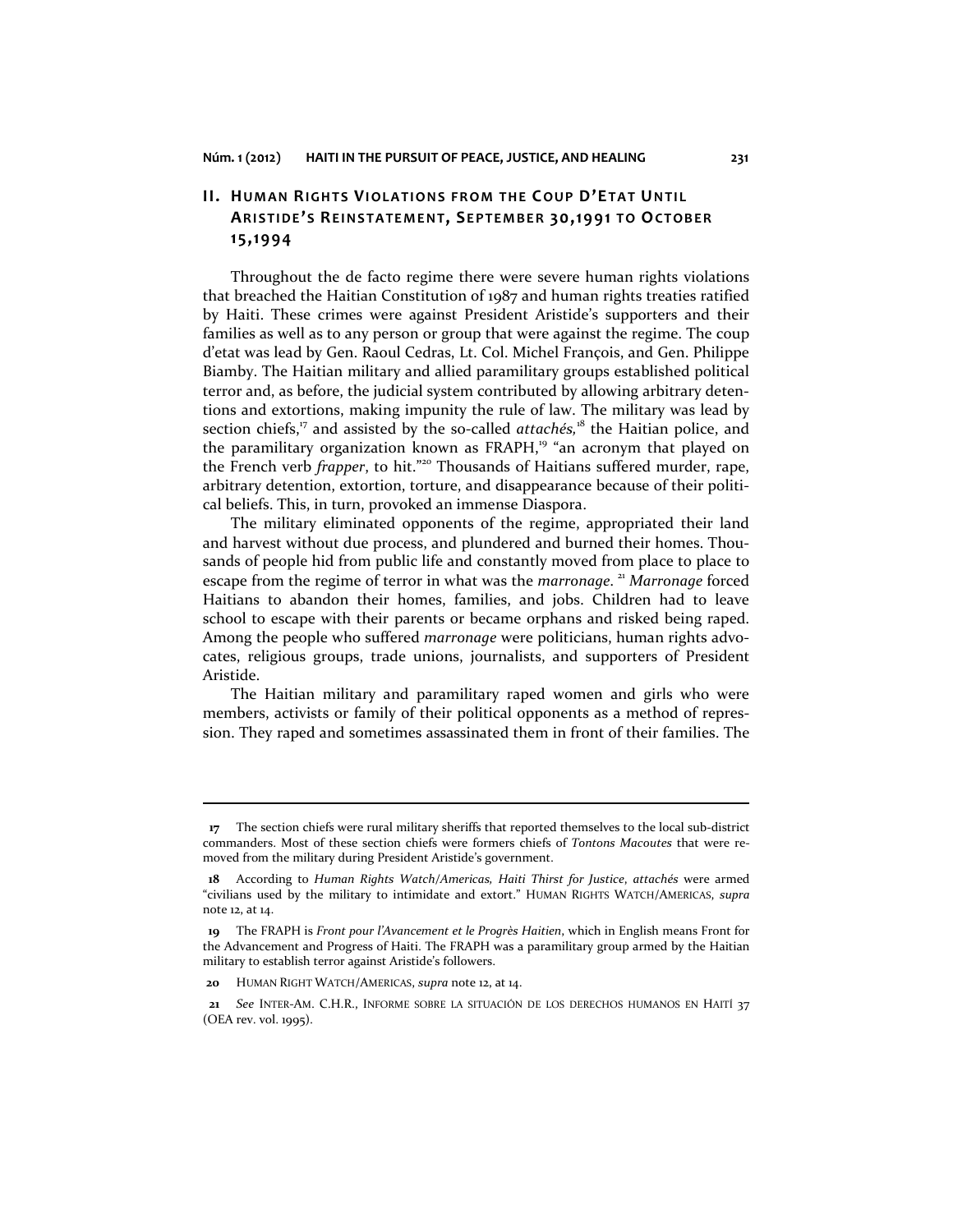## II. Human Rights Violations from the Coup D'Etat Until Aristide's Reinstatement, September 30,1991 to October 15,1994

Throughout the de facto regime there were severe human rights violations that breached the Haitian Constitution of 1987 and human rights treaties ratified by Haiti. These crimes were against President Aristide's supporters and their families as well as to any person or group that were against the regime. The coup d'etat was lead by Gen. Raoul Cedras, Lt. Col. Michel François, and Gen. Philippe Biamby. The Haitian military and allied paramilitary groups established political terror and, as before, the judicial system contributed by allowing arbitrary detentions and extortions, making impunity the rule of law. The military was lead by section chiefs,[17] and assisted by the so-called *attachés,*[18] the Haitian police, and the paramilitary organization known as FRAPH,[19] "an acronym that played on the French verb *frapper*, to hit."[20] Thousands of Haitians suffered murder, rape, arbitrary detention, extortion, torture, and disappearance because of their political beliefs. This, in turn, provoked an immense Diaspora.

The military eliminated opponents of the regime, appropriated their land and harvest without due process, and plundered and burned their homes. Thousands of people hid from public life and constantly moved from place to place to escape from the regime of terror in what was the *marronage*. [21] *Marronage* forced Haitians to abandon their homes, families, and jobs. Children had to leave school to escape with their parents or became orphans and risked being raped. Among the people who suffered *marronage* were politicians, human rights advocates, religious groups, trade unions, journalists, and supporters of President Aristide.

The Haitian military and paramilitary raped women and girls who were members, activists or family of their political opponents as a method of repression. They raped and sometimes assassinated them in front of their families. The

---

**17** The section chiefs were rural military sheriffs that reported themselves to the local sub-district commanders. Most of these section chiefs were formers chiefs of *Tontons Macoutes* that were removed from the military during President Aristide's government.

**18** According to *Human Rights Watch/Americas, Haiti Thirst for Justice*, *attachés* were armed "civilians used by the military to intimidate and extort." HUMAN RIGHTS WATCH/AMERICAS, *supra* note 12, at 14.

**19** The FRAPH is *Front pour l'Avancement et le Progrès Haitien*, which in English means Front for the Advancement and Progress of Haiti. The FRAPH was a paramilitary group armed by the Haitian military to establish terror against Aristide's followers.

**20** HUMAN RIGHT WATCH/AMERICAS, *supra* note 12, at 14.

**21** *See* INTER-AM. C.H.R., INFORME SOBRE LA SITUACIÓN DE LOS DERECHOS HUMANOS EN HAITÍ 37 (OEA rev. vol. 1995).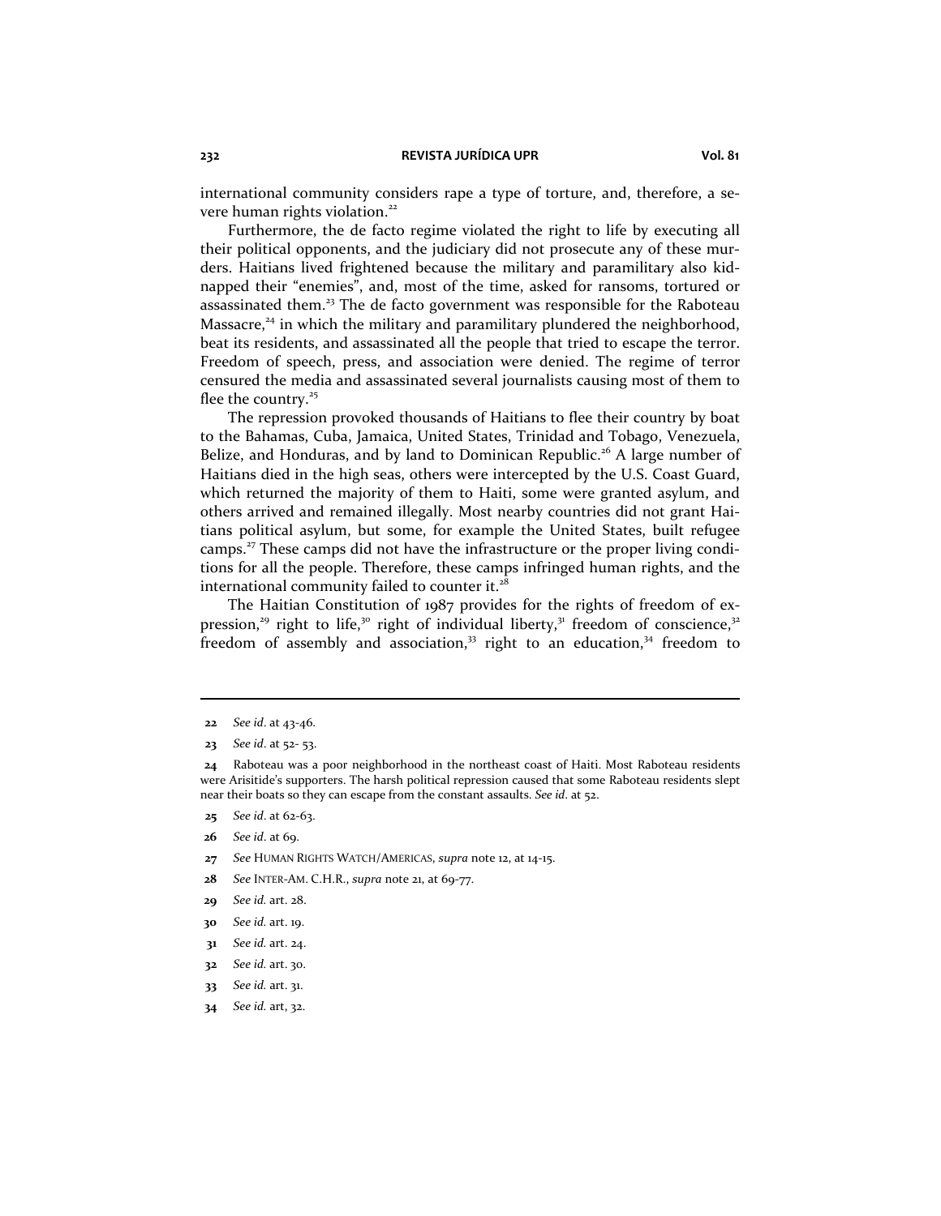international community considers rape a type of torture, and, therefore, a severe human rights violation.[22]

Furthermore, the de facto regime violated the right to life by executing all their political opponents, and the judiciary did not prosecute any of these murders. Haitians lived frightened because the military and paramilitary also kidnapped their "enemies", and, most of the time, asked for ransoms, tortured or assassinated them.[23] The de facto government was responsible for the Raboteau Massacre,[24] in which the military and paramilitary plundered the neighborhood, beat its residents, and assassinated all the people that tried to escape the terror. Freedom of speech, press, and association were denied. The regime of terror censured the media and assassinated several journalists causing most of them to flee the country.[25]

The repression provoked thousands of Haitians to flee their country by boat to the Bahamas, Cuba, Jamaica, United States, Trinidad and Tobago, Venezuela, Belize, and Honduras, and by land to Dominican Republic.[26] A large number of Haitians died in the high seas, others were intercepted by the U.S. Coast Guard, which returned the majority of them to Haiti, some were granted asylum, and others arrived and remained illegally. Most nearby countries did not grant Haitians political asylum, but some, for example the United States, built refugee camps.[27] These camps did not have the infrastructure or the proper living conditions for all the people. Therefore, these camps infringed human rights, and the international community failed to counter it.[28]

The Haitian Constitution of 1987 provides for the rights of freedom of expression,[29] right to life,[30] right of individual liberty,[31] freedom of conscience,[32] freedom of assembly and association,[33] right to an education,[34] freedom to

---

22 *See id*. at 43-46.

23 *See id*. at 52- 53.

24 Raboteau was a poor neighborhood in the northeast coast of Haiti. Most Raboteau residents were Arisitide's supporters. The harsh political repression caused that some Raboteau residents slept near their boats so they can escape from the constant assaults. *See id*. at 52.

25 *See id*. at 62-63.

26 *See id*. at 69.

27 *See* HUMAN RIGHTS WATCH/AMERICAS, *supra* note 12, at 14-15.

28 *See* INTER-AM. C.H.R., *supra* note 21, at 69-77.

29 *See id.* art. 28.

30 *See id.* art. 19.

31 *See id.* art. 24.

32 *See id.* art. 30.

33 *See id.* art. 31.

34 *See id.* art, 32.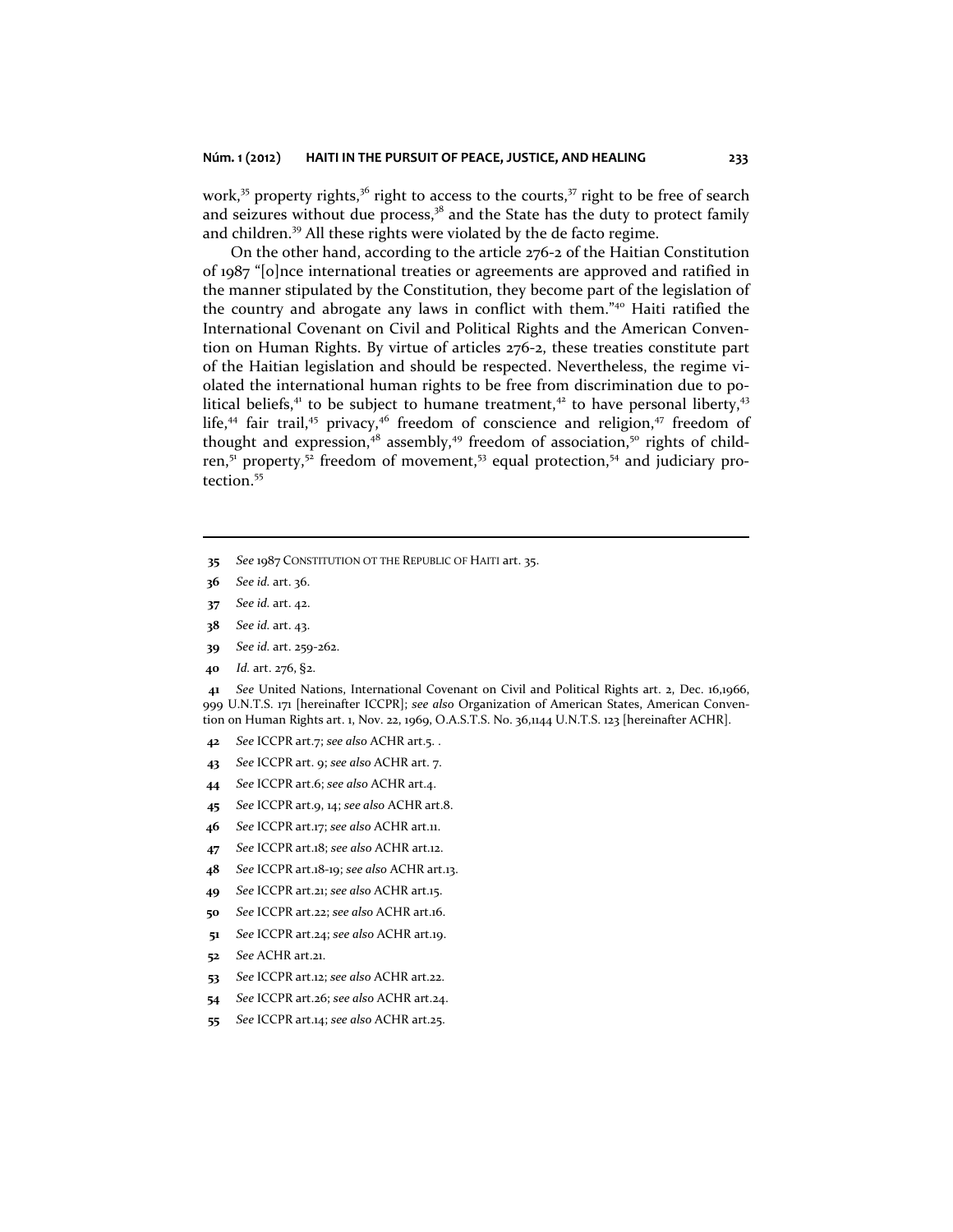work,[35] property rights,[36] right to access to the courts,[37] right to be free of search and seizures without due process,[38] and the State has the duty to protect family and children.[39] All these rights were violated by the de facto regime.

On the other hand, according to the article 276-2 of the Haitian Constitution of 1987 "[o]nce international treaties or agreements are approved and ratified in the manner stipulated by the Constitution, they become part of the legislation of the country and abrogate any laws in conflict with them."[40] Haiti ratified the International Covenant on Civil and Political Rights and the American Convention on Human Rights. By virtue of articles 276-2, these treaties constitute part of the Haitian legislation and should be respected. Nevertheless, the regime violated the international human rights to be free from discrimination due to political beliefs,[41] to be subject to humane treatment,[42] to have personal liberty,[43] life,[44] fair trail,[45] privacy,[46] freedom of conscience and religion,[47] freedom of thought and expression,[48] assembly,[49] freedom of association,[50] rights of children,[51] property,[52] freedom of movement,[53] equal protection,[54] and judiciary protection.[55]

---

**35** *See* 1987 CONSTITUTION OT THE REPUBLIC OF HAITI art. 35.

**36** *See id.* art. 36.

**37** *See id.* art. 42.

**38** *See id.* art. 43.

**39** *See id.* art. 259-262.

**40** *Id.* art. 276, §2.

**41** *See* United Nations, International Covenant on Civil and Political Rights art. 2, Dec. 16,1966, 999 U.N.T.S. 171 [hereinafter ICCPR]; *see also* Organization of American States, American Convention on Human Rights art. 1, Nov. 22, 1969, O.A.S.T.S. No. 36,1144 U.N.T.S. 123 [hereinafter ACHR].

**42** *See* ICCPR art.7; *see also* ACHR art.5. .

**43** *See* ICCPR art. 9; *see also* ACHR art. 7.

**44** *See* ICCPR art.6; *see also* ACHR art.4.

**45** *See* ICCPR art.9, 14; *see also* ACHR art.8.

**46** *See* ICCPR art.17; *see also* ACHR art.11.

**47** *See* ICCPR art.18; *see also* ACHR art.12.

**48** *See* ICCPR art.18-19; *see also* ACHR art.13.

**49** *See* ICCPR art.21; *see also* ACHR art.15.

**50** *See* ICCPR art.22; *see also* ACHR art.16.

**51** *See* ICCPR art.24; *see also* ACHR art.19.

**52** *See* ACHR art.21.

**53** *See* ICCPR art.12; *see also* ACHR art.22.

**54** *See* ICCPR art.26; *see also* ACHR art.24.

**55** *See* ICCPR art.14; *see also* ACHR art.25.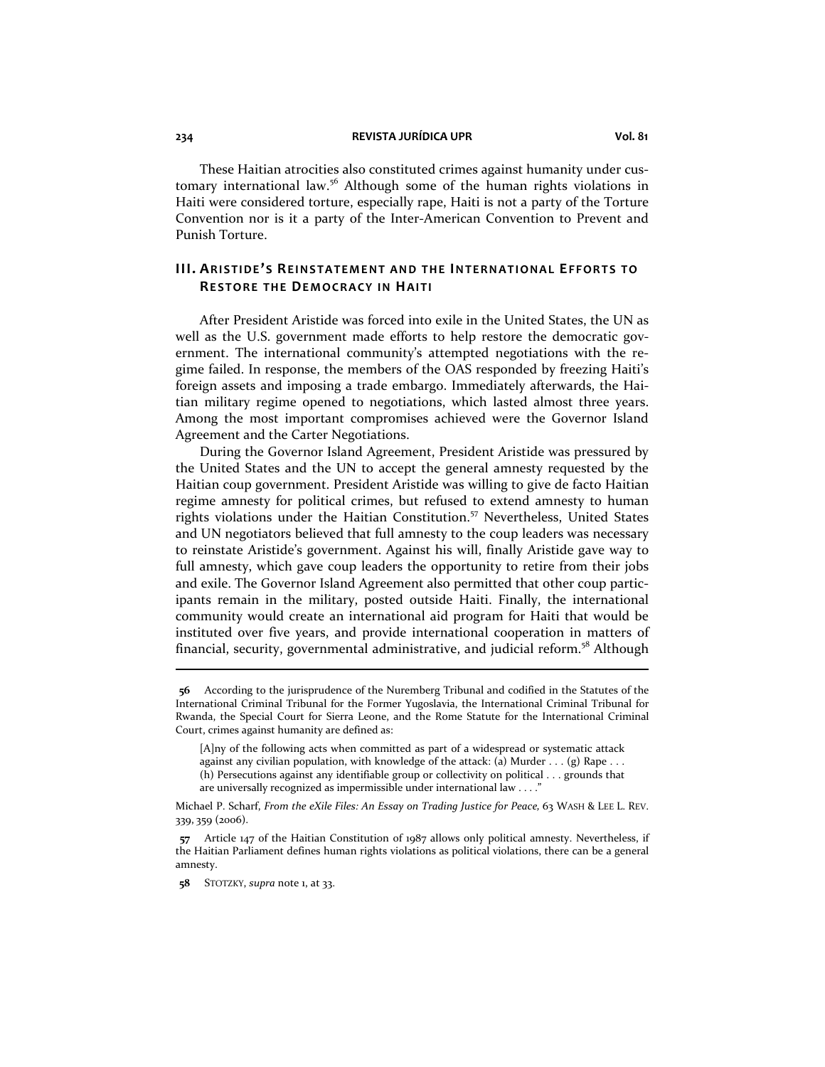These Haitian atrocities also constituted crimes against humanity under customary international law.[56] Although some of the human rights violations in Haiti were considered torture, especially rape, Haiti is not a party of the Torture Convention nor is it a party of the Inter-American Convention to Prevent and Punish Torture.

## III. Aristide's Reinstatement and the International Efforts to Restore the Democracy in Haiti

After President Aristide was forced into exile in the United States, the UN as well as the U.S. government made efforts to help restore the democratic government. The international community's attempted negotiations with the regime failed. In response, the members of the OAS responded by freezing Haiti's foreign assets and imposing a trade embargo. Immediately afterwards, the Haitian military regime opened to negotiations, which lasted almost three years. Among the most important compromises achieved were the Governor Island Agreement and the Carter Negotiations.

During the Governor Island Agreement, President Aristide was pressured by the United States and the UN to accept the general amnesty requested by the Haitian coup government. President Aristide was willing to give de facto Haitian regime amnesty for political crimes, but refused to extend amnesty to human rights violations under the Haitian Constitution.[57] Nevertheless, United States and UN negotiators believed that full amnesty to the coup leaders was necessary to reinstate Aristide's government. Against his will, finally Aristide gave way to full amnesty, which gave coup leaders the opportunity to retire from their jobs and exile. The Governor Island Agreement also permitted that other coup participants remain in the military, posted outside Haiti. Finally, the international community would create an international aid program for Haiti that would be instituted over five years, and provide international cooperation in matters of financial, security, governmental administrative, and judicial reform.[58] Although

---

**56** According to the jurisprudence of the Nuremberg Tribunal and codified in the Statutes of the International Criminal Tribunal for the Former Yugoslavia, the International Criminal Tribunal for Rwanda, the Special Court for Sierra Leone, and the Rome Statute for the International Criminal Court, crimes against humanity are defined as:

> [A]ny of the following acts when committed as part of a widespread or systematic attack against any civilian population, with knowledge of the attack: (a) Murder . . . (g) Rape . . . (h) Persecutions against any identifiable group or collectivity on political . . . grounds that are universally recognized as impermissible under international law . . . ."

Michael P. Scharf, *From the eXile Files: An Essay on Trading Justice for Peace,* 63 WASH & LEE L. REV. 339, 359 (2006).

**57** Article 147 of the Haitian Constitution of 1987 allows only political amnesty. Nevertheless, if the Haitian Parliament defines human rights violations as political violations, there can be a general amnesty.

**58** STOTZKY, *supra* note 1, at 33.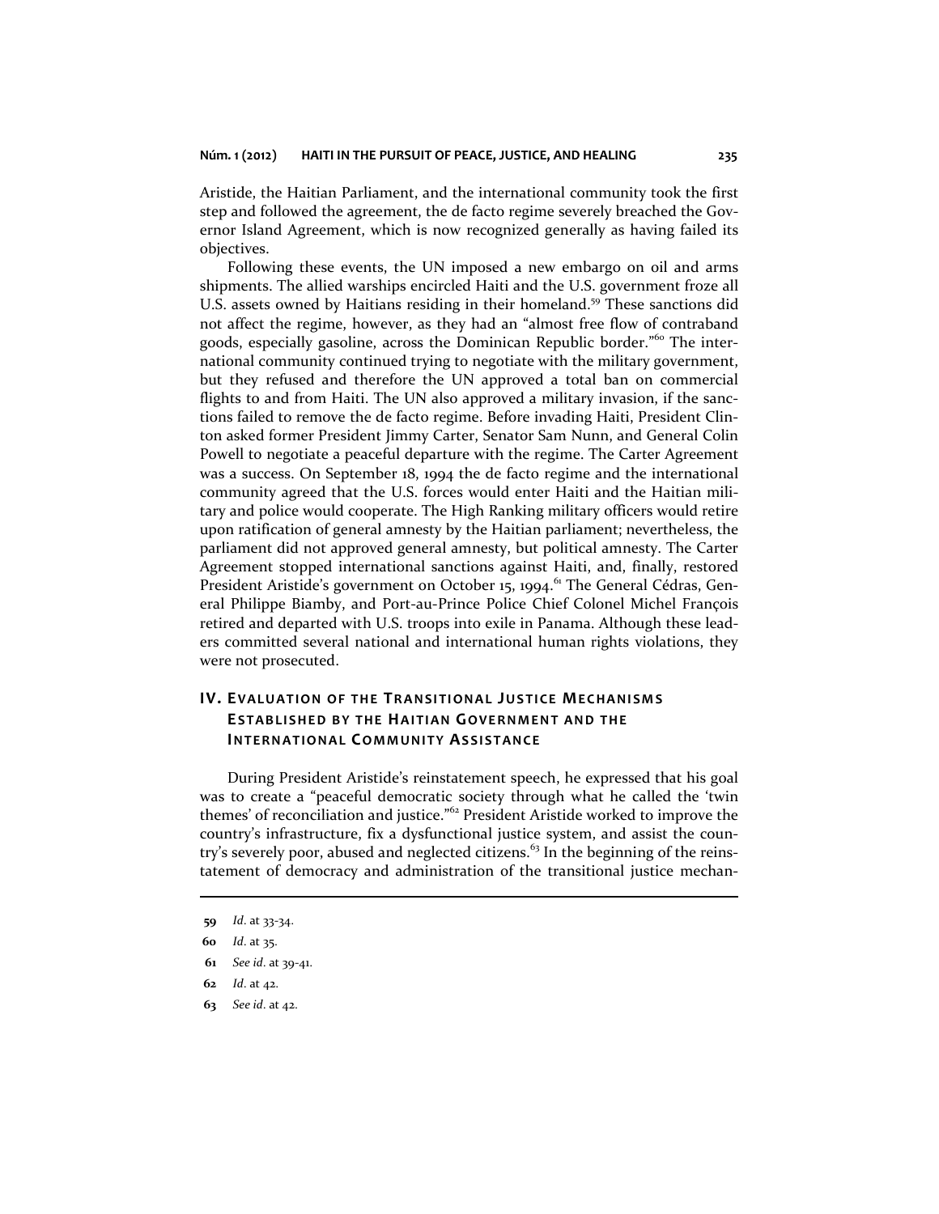Aristide, the Haitian Parliament, and the international community took the first step and followed the agreement, the de facto regime severely breached the Governor Island Agreement, which is now recognized generally as having failed its objectives.

Following these events, the UN imposed a new embargo on oil and arms shipments. The allied warships encircled Haiti and the U.S. government froze all U.S. assets owned by Haitians residing in their homeland.[59] These sanctions did not affect the regime, however, as they had an "almost free flow of contraband goods, especially gasoline, across the Dominican Republic border."[60] The international community continued trying to negotiate with the military government, but they refused and therefore the UN approved a total ban on commercial flights to and from Haiti. The UN also approved a military invasion, if the sanctions failed to remove the de facto regime. Before invading Haiti, President Clinton asked former President Jimmy Carter, Senator Sam Nunn, and General Colin Powell to negotiate a peaceful departure with the regime. The Carter Agreement was a success. On September 18, 1994 the de facto regime and the international community agreed that the U.S. forces would enter Haiti and the Haitian military and police would cooperate. The High Ranking military officers would retire upon ratification of general amnesty by the Haitian parliament; nevertheless, the parliament did not approved general amnesty, but political amnesty. The Carter Agreement stopped international sanctions against Haiti, and, finally, restored President Aristide's government on October 15, 1994.[61] The General Cédras, General Philippe Biamby, and Port-au-Prince Police Chief Colonel Michel François retired and departed with U.S. troops into exile in Panama. Although these leaders committed several national and international human rights violations, they were not prosecuted.

## IV. Evaluation of the Transitional Justice Mechanisms Established by the Haitian Government and the International Community Assistance

During President Aristide's reinstatement speech, he expressed that his goal was to create a "peaceful democratic society through what he called the 'twin themes' of reconciliation and justice."[62] President Aristide worked to improve the country's infrastructure, fix a dysfunctional justice system, and assist the country's severely poor, abused and neglected citizens.[63] In the beginning of the reinstatement of democracy and administration of the transitional justice mechan-

---

**59** *Id*. at 33-34.

**60** *Id*. at 35.

**61** *See id*. at 39-41.

**62** *Id*. at 42.

**63** *See id*. at 42.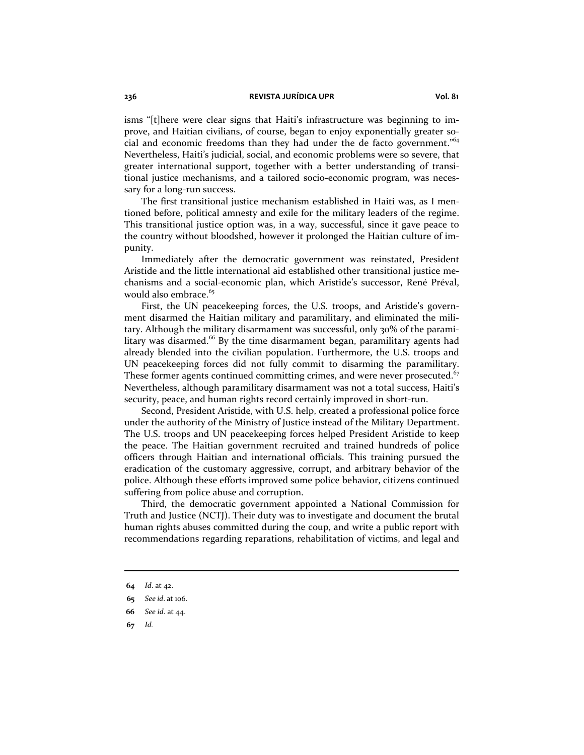isms "[t]here were clear signs that Haiti's infrastructure was beginning to improve, and Haitian civilians, of course, began to enjoy exponentially greater social and economic freedoms than they had under the de facto government."[64] Nevertheless, Haiti's judicial, social, and economic problems were so severe, that greater international support, together with a better understanding of transitional justice mechanisms, and a tailored socio-economic program, was necessary for a long-run success.

The first transitional justice mechanism established in Haiti was, as I mentioned before, political amnesty and exile for the military leaders of the regime. This transitional justice option was, in a way, successful, since it gave peace to the country without bloodshed, however it prolonged the Haitian culture of impunity.

Immediately after the democratic government was reinstated, President Aristide and the little international aid established other transitional justice mechanisms and a social-economic plan, which Aristide's successor, René Préval, would also embrace.[65]

First, the UN peacekeeping forces, the U.S. troops, and Aristide's government disarmed the Haitian military and paramilitary, and eliminated the military. Although the military disarmament was successful, only 30% of the paramilitary was disarmed.[66] By the time disarmament began, paramilitary agents had already blended into the civilian population. Furthermore, the U.S. troops and UN peacekeeping forces did not fully commit to disarming the paramilitary. These former agents continued committing crimes, and were never prosecuted.[67] Nevertheless, although paramilitary disarmament was not a total success, Haiti's security, peace, and human rights record certainly improved in short-run.

Second, President Aristide, with U.S. help, created a professional police force under the authority of the Ministry of Justice instead of the Military Department. The U.S. troops and UN peacekeeping forces helped President Aristide to keep the peace. The Haitian government recruited and trained hundreds of police officers through Haitian and international officials. This training pursued the eradication of the customary aggressive, corrupt, and arbitrary behavior of the police. Although these efforts improved some police behavior, citizens continued suffering from police abuse and corruption.

Third, the democratic government appointed a National Commission for Truth and Justice (NCTJ). Their duty was to investigate and document the brutal human rights abuses committed during the coup, and write a public report with recommendations regarding reparations, rehabilitation of victims, and legal and

---

64 *Id*. at 42.

65 *See id*. at 106.

66 *See id*. at 44.

67 *Id.*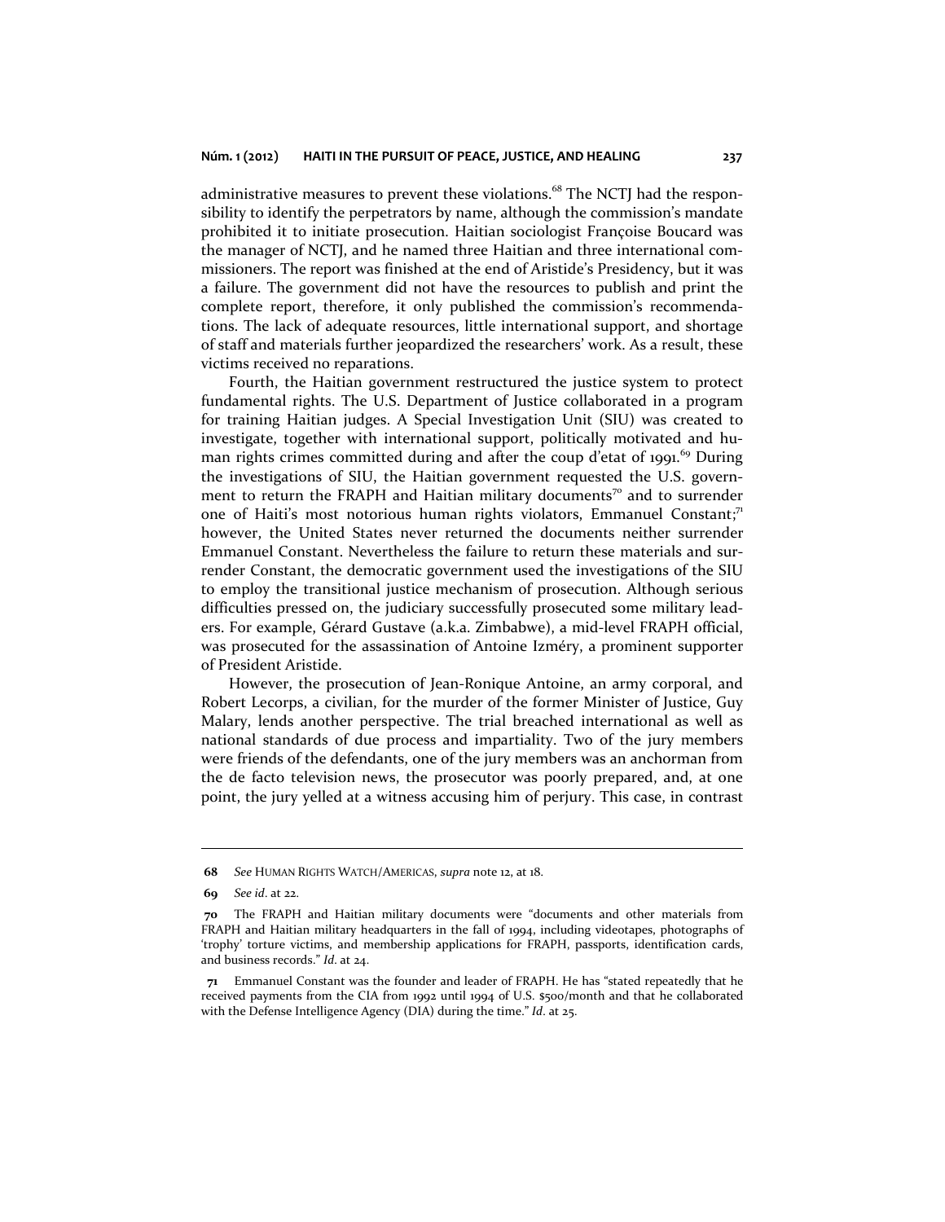administrative measures to prevent these violations.[68] The NCTJ had the responsibility to identify the perpetrators by name, although the commission's mandate prohibited it to initiate prosecution. Haitian sociologist Françoise Boucard was the manager of NCTJ, and he named three Haitian and three international commissioners. The report was finished at the end of Aristide's Presidency, but it was a failure. The government did not have the resources to publish and print the complete report, therefore, it only published the commission's recommendations. The lack of adequate resources, little international support, and shortage of staff and materials further jeopardized the researchers' work. As a result, these victims received no reparations.

Fourth, the Haitian government restructured the justice system to protect fundamental rights. The U.S. Department of Justice collaborated in a program for training Haitian judges. A Special Investigation Unit (SIU) was created to investigate, together with international support, politically motivated and human rights crimes committed during and after the coup d'etat of 1991.[69] During the investigations of SIU, the Haitian government requested the U.S. government to return the FRAPH and Haitian military documents[70] and to surrender one of Haiti's most notorious human rights violators, Emmanuel Constant;[71] however, the United States never returned the documents neither surrender Emmanuel Constant. Nevertheless the failure to return these materials and surrender Constant, the democratic government used the investigations of the SIU to employ the transitional justice mechanism of prosecution. Although serious difficulties pressed on, the judiciary successfully prosecuted some military leaders. For example, Gérard Gustave (a.k.a. Zimbabwe), a mid-level FRAPH official, was prosecuted for the assassination of Antoine Izméry, a prominent supporter of President Aristide.

However, the prosecution of Jean-Ronique Antoine, an army corporal, and Robert Lecorps, a civilian, for the murder of the former Minister of Justice, Guy Malary, lends another perspective. The trial breached international as well as national standards of due process and impartiality. Two of the jury members were friends of the defendants, one of the jury members was an anchorman from the de facto television news, the prosecutor was poorly prepared, and, at one point, the jury yelled at a witness accusing him of perjury. This case, in contrast

---

[68] *See* HUMAN RIGHTS WATCH/AMERICAS, *supra* note 12, at 18.

[69] *See id*. at 22.

[70] The FRAPH and Haitian military documents were "documents and other materials from FRAPH and Haitian military headquarters in the fall of 1994, including videotapes, photographs of 'trophy' torture victims, and membership applications for FRAPH, passports, identification cards, and business records." *Id*. at 24.

[71] Emmanuel Constant was the founder and leader of FRAPH. He has "stated repeatedly that he received payments from the CIA from 1992 until 1994 of U.S. $500/month and that he collaborated with the Defense Intelligence Agency (DIA) during the time." *Id*. at 25.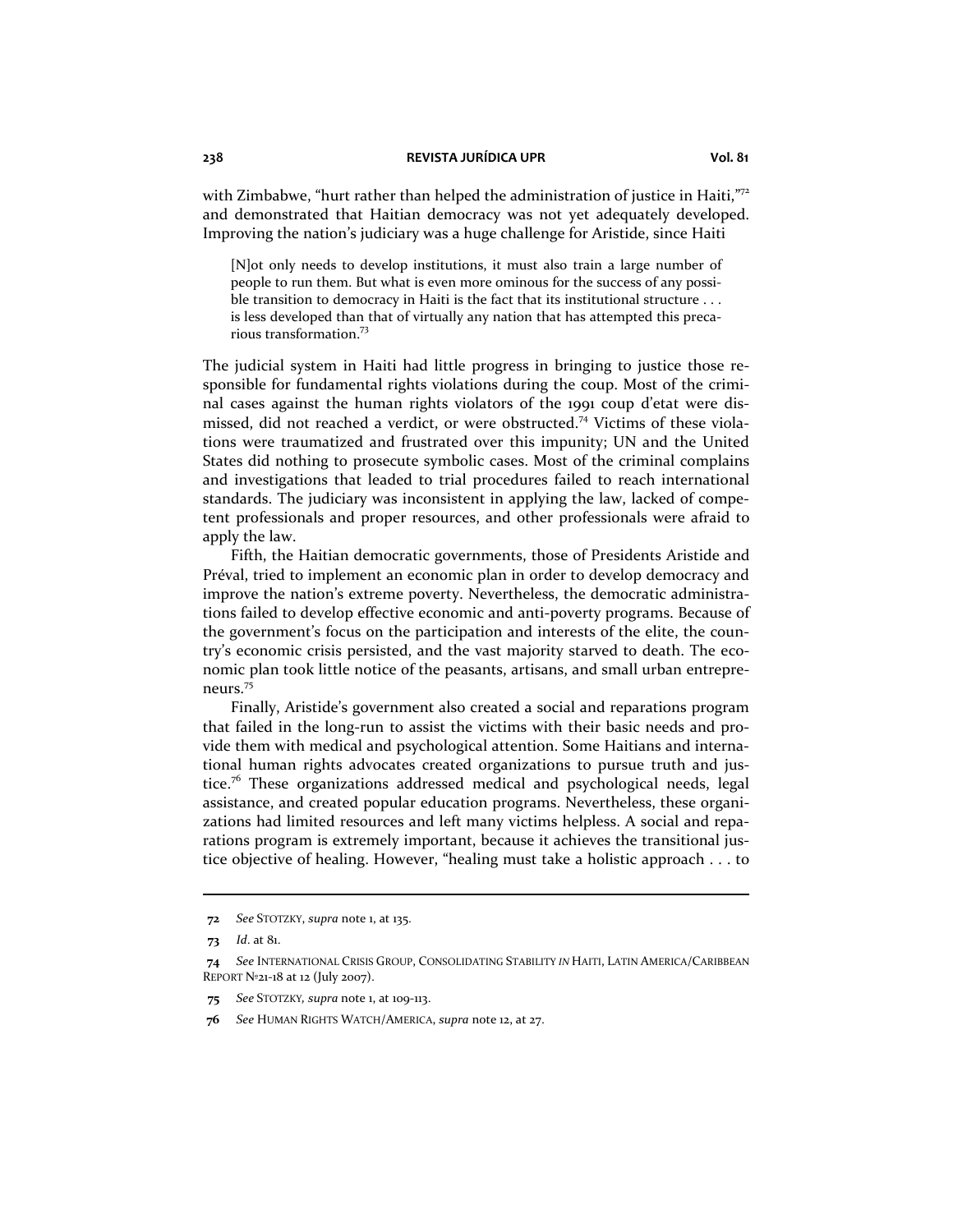with Zimbabwe, "hurt rather than helped the administration of justice in Haiti,"[72] and demonstrated that Haitian democracy was not yet adequately developed. Improving the nation's judiciary was a huge challenge for Aristide, since Haiti

> [N]ot only needs to develop institutions, it must also train a large number of people to run them. But what is even more ominous for the success of any possible transition to democracy in Haiti is the fact that its institutional structure . . . is less developed than that of virtually any nation that has attempted this precarious transformation.[73]

The judicial system in Haiti had little progress in bringing to justice those responsible for fundamental rights violations during the coup. Most of the criminal cases against the human rights violators of the 1991 coup d'etat were dismissed, did not reached a verdict, or were obstructed.[74] Victims of these violations were traumatized and frustrated over this impunity; UN and the United States did nothing to prosecute symbolic cases. Most of the criminal complains and investigations that leaded to trial procedures failed to reach international standards. The judiciary was inconsistent in applying the law, lacked of competent professionals and proper resources, and other professionals were afraid to apply the law.

Fifth, the Haitian democratic governments, those of Presidents Aristide and Préval, tried to implement an economic plan in order to develop democracy and improve the nation's extreme poverty. Nevertheless, the democratic administrations failed to develop effective economic and anti-poverty programs. Because of the government's focus on the participation and interests of the elite, the country's economic crisis persisted, and the vast majority starved to death. The economic plan took little notice of the peasants, artisans, and small urban entrepreneurs.[75]

Finally, Aristide's government also created a social and reparations program that failed in the long-run to assist the victims with their basic needs and provide them with medical and psychological attention. Some Haitians and international human rights advocates created organizations to pursue truth and justice.[76] These organizations addressed medical and psychological needs, legal assistance, and created popular education programs. Nevertheless, these organizations had limited resources and left many victims helpless. A social and reparations program is extremely important, because it achieves the transitional justice objective of healing. However, "healing must take a holistic approach . . . to

---

**72** *See* STOTZKY, *supra* note 1, at 135.

**73** *Id*. at 81.

**74** *See* INTERNATIONAL CRISIS GROUP, CONSOLIDATING STABILITY *IN* HAITI, LATIN AMERICA/CARIBBEAN REPORT Nº21-18 at 12 (July 2007).

**75** *See* STOTZKY, *supra* note 1, at 109-113.

**76** *See* HUMAN RIGHTS WATCH/AMERICA, *supra* note 12, at 27.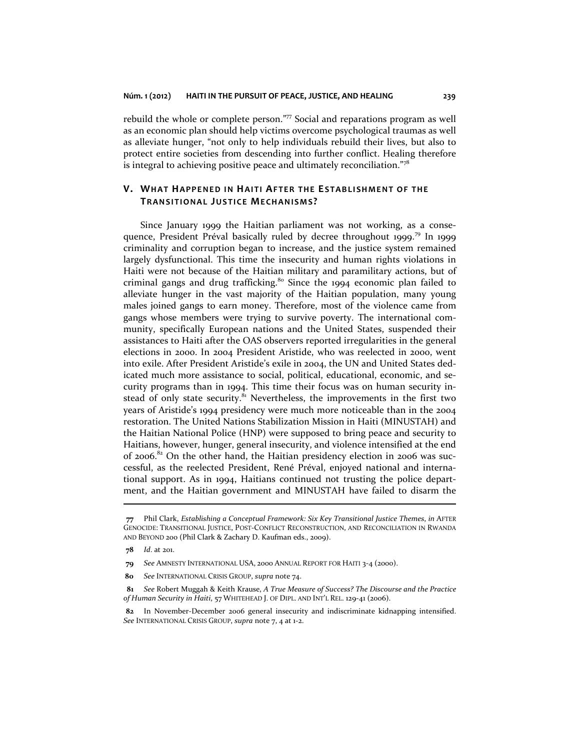rebuild the whole or complete person."[77] Social and reparations program as well as an economic plan should help victims overcome psychological traumas as well as alleviate hunger, "not only to help individuals rebuild their lives, but also to protect entire societies from descending into further conflict. Healing therefore is integral to achieving positive peace and ultimately reconciliation."[78]

## V. What Happened in Haiti After the Establishment of the Transitional Justice Mechanisms?

Since January 1999 the Haitian parliament was not working, as a consequence, President Préval basically ruled by decree throughout 1999.[79] In 1999 criminality and corruption began to increase, and the justice system remained largely dysfunctional. This time the insecurity and human rights violations in Haiti were not because of the Haitian military and paramilitary actions, but of criminal gangs and drug trafficking.[80] Since the 1994 economic plan failed to alleviate hunger in the vast majority of the Haitian population, many young males joined gangs to earn money. Therefore, most of the violence came from gangs whose members were trying to survive poverty. The international community, specifically European nations and the United States, suspended their assistances to Haiti after the OAS observers reported irregularities in the general elections in 2000. In 2004 President Aristide, who was reelected in 2000, went into exile. After President Aristide's exile in 2004, the UN and United States dedicated much more assistance to social, political, educational, economic, and security programs than in 1994. This time their focus was on human security instead of only state security.[81] Nevertheless, the improvements in the first two years of Aristide's 1994 presidency were much more noticeable than in the 2004 restoration. The United Nations Stabilization Mission in Haiti (MINUSTAH) and the Haitian National Police (HNP) were supposed to bring peace and security to Haitians, however, hunger, general insecurity, and violence intensified at the end of 2006.[82] On the other hand, the Haitian presidency election in 2006 was successful, as the reelected President, René Préval, enjoyed national and international support. As in 1994, Haitians continued not trusting the police department, and the Haitian government and MINUSTAH have failed to disarm the

---

**77** Phil Clark, *Establishing a Conceptual Framework: Six Key Transitional Justice Themes*, *in* AFTER GENOCIDE: TRANSITIONAL JUSTICE, POST-CONFLICT RECONSTRUCTION, AND RECONCILIATION IN RWANDA AND BEYOND 200 (Phil Clark & Zachary D. Kaufman eds., 2009).

**78** *Id*. at 201.

**79** *See* AMNESTY INTERNATIONAL USA, 2000 ANNUAL REPORT FOR HAITI 3-4 (2000).

**80** *See* INTERNATIONAL CRISIS GROUP, *supra* note 74.

**81** *See* Robert Muggah & Keith Krause, *A True Measure of Success? The Discourse and the Practice of Human Security in Haiti*, 57 WHITEHEAD J. OF DIPL. AND INT'L REL. 129-41 (2006).

**82** In November-December 2006 general insecurity and indiscriminate kidnapping intensified. *See* INTERNATIONAL CRISIS GROUP, *supra* note 7, 4 at 1-2.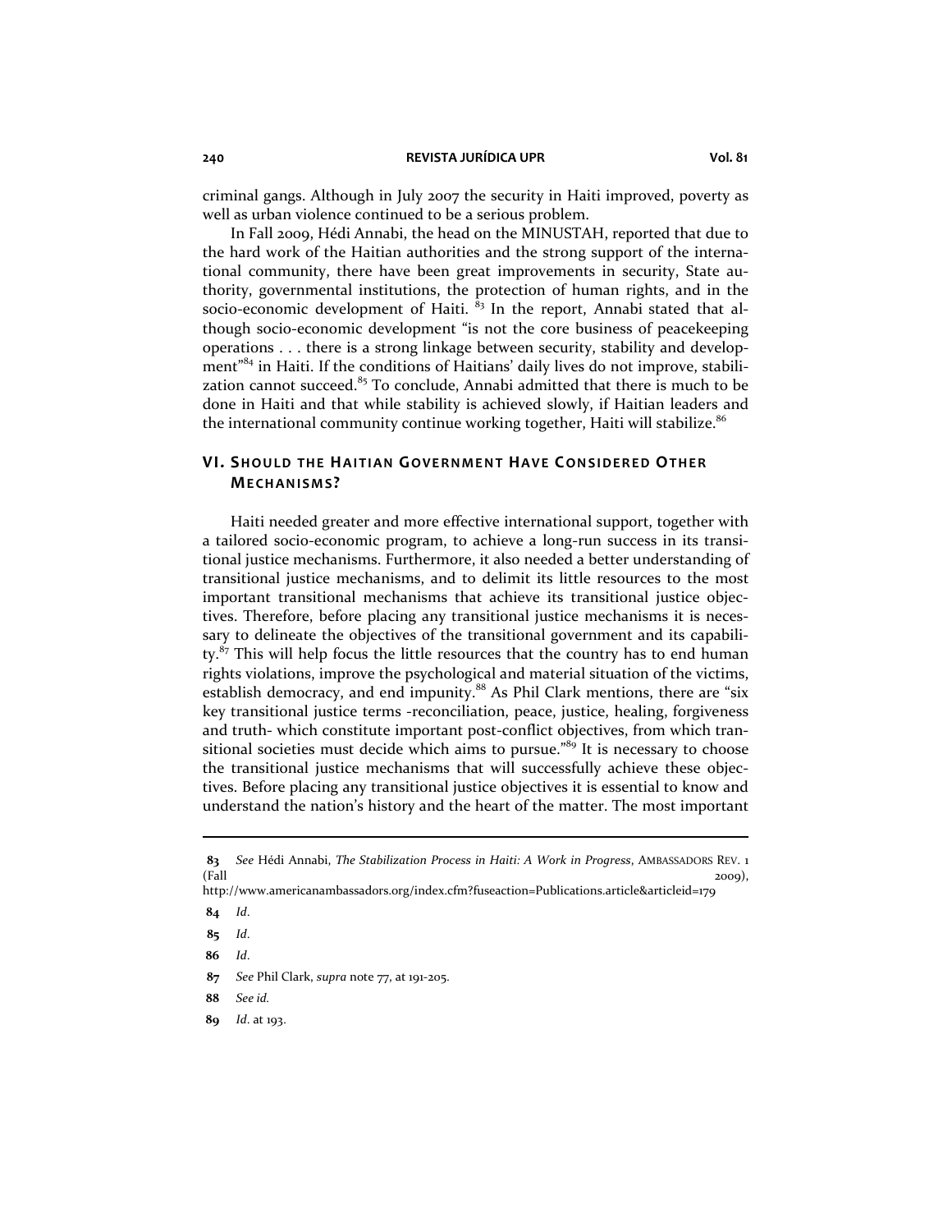criminal gangs. Although in July 2007 the security in Haiti improved, poverty as well as urban violence continued to be a serious problem.

In Fall 2009, Hédi Annabi, the head on the MINUSTAH, reported that due to the hard work of the Haitian authorities and the strong support of the international community, there have been great improvements in security, State authority, governmental institutions, the protection of human rights, and in the socio-economic development of Haiti. [83] In the report, Annabi stated that although socio-economic development "is not the core business of peacekeeping operations . . . there is a strong linkage between security, stability and development"[84] in Haiti. If the conditions of Haitians' daily lives do not improve, stabilization cannot succeed.[85] To conclude, Annabi admitted that there is much to be done in Haiti and that while stability is achieved slowly, if Haitian leaders and the international community continue working together, Haiti will stabilize.[86]

## VI. SHOULD THE HAITIAN GOVERNMENT HAVE CONSIDERED OTHER MECHANISMS?

Haiti needed greater and more effective international support, together with a tailored socio-economic program, to achieve a long-run success in its transitional justice mechanisms. Furthermore, it also needed a better understanding of transitional justice mechanisms, and to delimit its little resources to the most important transitional mechanisms that achieve its transitional justice objectives. Therefore, before placing any transitional justice mechanisms it is necessary to delineate the objectives of the transitional government and its capability.[87] This will help focus the little resources that the country has to end human rights violations, improve the psychological and material situation of the victims, establish democracy, and end impunity.[88] As Phil Clark mentions, there are "six key transitional justice terms -reconciliation, peace, justice, healing, forgiveness and truth- which constitute important post-conflict objectives, from which transitional societies must decide which aims to pursue."[89] It is necessary to choose the transitional justice mechanisms that will successfully achieve these objectives. Before placing any transitional justice objectives it is essential to know and understand the nation's history and the heart of the matter. The most important

---

**83** *See* Hédi Annabi, *The Stabilization Process in Haiti: A Work in Progress*, AMBASSADORS REV. 1 (Fall 2009), http://www.americanambassadors.org/index.cfm?fuseaction=Publications.article&articleid=179

**84** *Id*.

**85** *Id*.

**86** *Id*.

**87** *See* Phil Clark, *supra* note 77, at 191-205.

**88** *See id.*

**89** *Id*. at 193.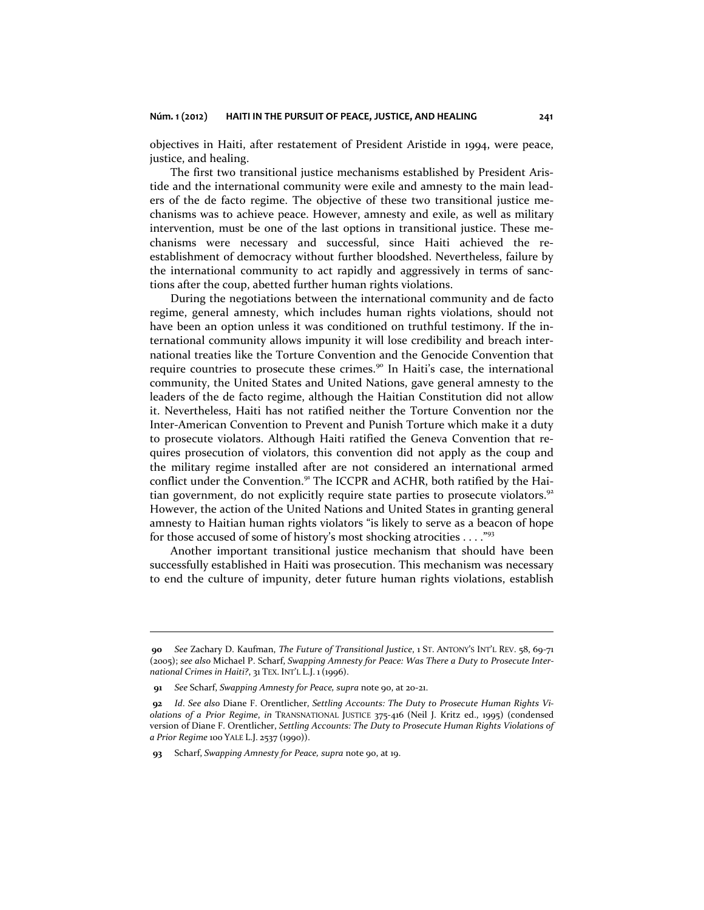objectives in Haiti, after restatement of President Aristide in 1994, were peace, justice, and healing.

The first two transitional justice mechanisms established by President Aristide and the international community were exile and amnesty to the main leaders of the de facto regime. The objective of these two transitional justice mechanisms was to achieve peace. However, amnesty and exile, as well as military intervention, must be one of the last options in transitional justice. These mechanisms were necessary and successful, since Haiti achieved the reestablishment of democracy without further bloodshed. Nevertheless, failure by the international community to act rapidly and aggressively in terms of sanctions after the coup, abetted further human rights violations.

During the negotiations between the international community and de facto regime, general amnesty, which includes human rights violations, should not have been an option unless it was conditioned on truthful testimony. If the international community allows impunity it will lose credibility and breach international treaties like the Torture Convention and the Genocide Convention that require countries to prosecute these crimes.[90] In Haiti's case, the international community, the United States and United Nations, gave general amnesty to the leaders of the de facto regime, although the Haitian Constitution did not allow it. Nevertheless, Haiti has not ratified neither the Torture Convention nor the Inter-American Convention to Prevent and Punish Torture which make it a duty to prosecute violators. Although Haiti ratified the Geneva Convention that requires prosecution of violators, this convention did not apply as the coup and the military regime installed after are not considered an international armed conflict under the Convention.[91] The ICCPR and ACHR, both ratified by the Haitian government, do not explicitly require state parties to prosecute violators.[92] However, the action of the United Nations and United States in granting general amnesty to Haitian human rights violators "is likely to serve as a beacon of hope for those accused of some of history's most shocking atrocities . . . ."[93]

Another important transitional justice mechanism that should have been successfully established in Haiti was prosecution. This mechanism was necessary to end the culture of impunity, deter future human rights violations, establish

---

**90** *See* Zachary D. Kaufman, *The Future of Transitional Justice*, 1 ST. ANTONY'S INT'L REV. 58, 69-71 (2005); *see also* Michael P. Scharf, *Swapping Amnesty for Peace: Was There a Duty to Prosecute International Crimes in Haiti?*, 31 TEX. INT'L L.J. 1 (1996).

**91** *See* Scharf, *Swapping Amnesty for Peace, supra* note 90, at 20-21.

**92** *Id*. *See also* Diane F. Orentlicher, *Settling Accounts: The Duty to Prosecute Human Rights Violations of a Prior Regime*, *in* TRANSNATIONAL JUSTICE 375-416 (Neil J. Kritz ed., 1995) (condensed version of Diane F. Orentlicher, *Settling Accounts: The Duty to Prosecute Human Rights Violations of a Prior Regime* 100 YALE L.J. 2537 (1990)).

**93** Scharf, *Swapping Amnesty for Peace, supra* note 90, at 19.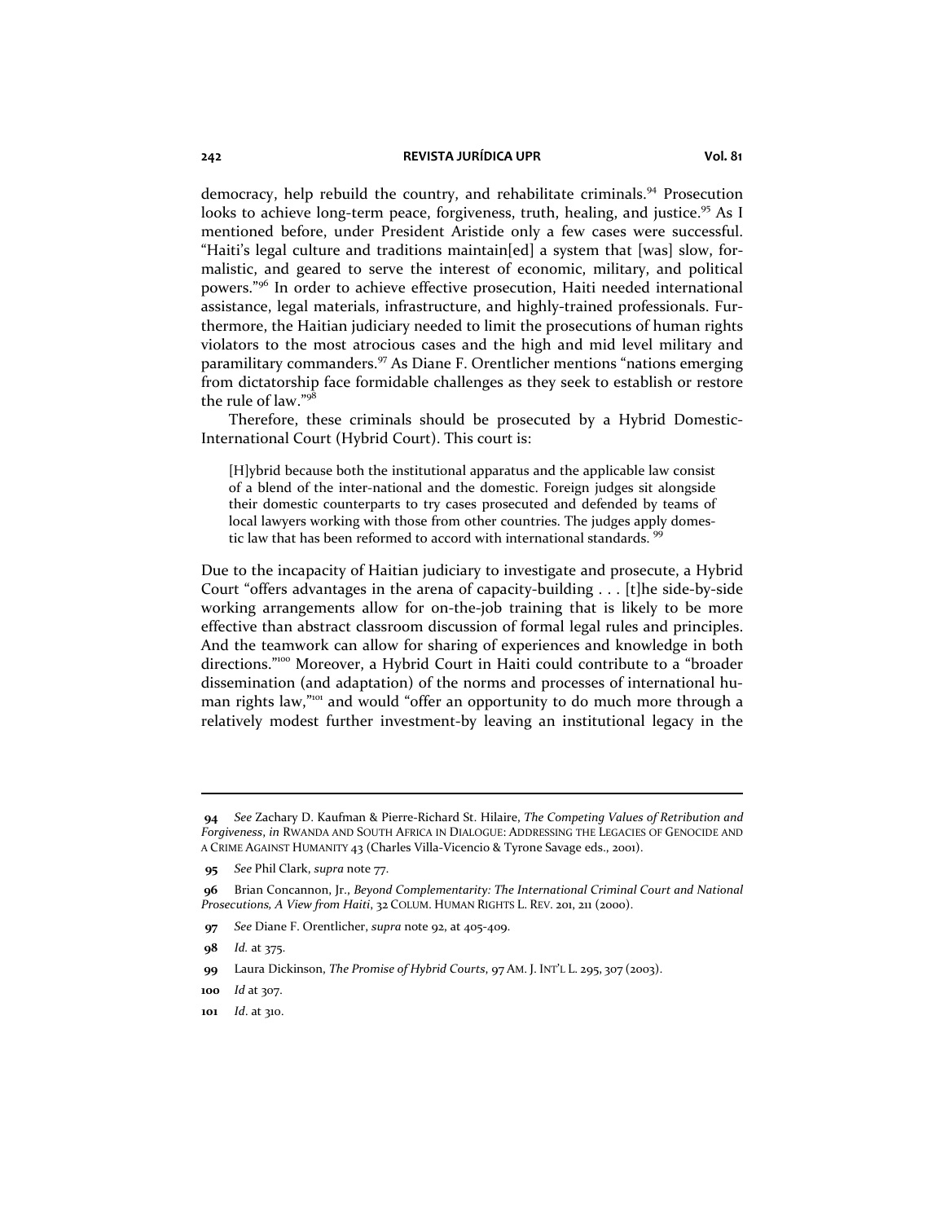democracy, help rebuild the country, and rehabilitate criminals.[94] Prosecution looks to achieve long-term peace, forgiveness, truth, healing, and justice.[95] As I mentioned before, under President Aristide only a few cases were successful. "Haiti's legal culture and traditions maintain[ed] a system that [was] slow, formalistic, and geared to serve the interest of economic, military, and political powers."[96] In order to achieve effective prosecution, Haiti needed international assistance, legal materials, infrastructure, and highly-trained professionals. Furthermore, the Haitian judiciary needed to limit the prosecutions of human rights violators to the most atrocious cases and the high and mid level military and paramilitary commanders.[97] As Diane F. Orentlicher mentions "nations emerging from dictatorship face formidable challenges as they seek to establish or restore the rule of law."[98]

Therefore, these criminals should be prosecuted by a Hybrid Domestic-International Court (Hybrid Court). This court is:

> [H]ybrid because both the institutional apparatus and the applicable law consist of a blend of the inter-national and the domestic. Foreign judges sit alongside their domestic counterparts to try cases prosecuted and defended by teams of local lawyers working with those from other countries. The judges apply domestic law that has been reformed to accord with international standards.[99]

Due to the incapacity of Haitian judiciary to investigate and prosecute, a Hybrid Court "offers advantages in the arena of capacity-building . . . [t]he side-by-side working arrangements allow for on-the-job training that is likely to be more effective than abstract classroom discussion of formal legal rules and principles. And the teamwork can allow for sharing of experiences and knowledge in both directions."[100] Moreover, a Hybrid Court in Haiti could contribute to a "broader dissemination (and adaptation) of the norms and processes of international human rights law,"[101] and would "offer an opportunity to do much more through a relatively modest further investment-by leaving an institutional legacy in the

---

**94** *See* Zachary D. Kaufman & Pierre-Richard St. Hilaire, *The Competing Values of Retribution and Forgiveness*, *in* RWANDA AND SOUTH AFRICA IN DIALOGUE: ADDRESSING THE LEGACIES OF GENOCIDE AND A CRIME AGAINST HUMANITY 43 (Charles Villa-Vicencio & Tyrone Savage eds., 2001).

**95** *See* Phil Clark, *supra* note 77.

**96** Brian Concannon, Jr., *Beyond Complementarity: The International Criminal Court and National Prosecutions, A View from Haiti*, 32 COLUM. HUMAN RIGHTS L. REV. 201, 211 (2000).

**97** *See* Diane F. Orentlicher, *supra* note 92, at 405-409.

**98** *Id.* at 375.

**99** Laura Dickinson, *The Promise of Hybrid Courts*, 97 AM. J. INT'L L. 295, 307 (2003).

**100** *Id* at 307.

**101** *Id*. at 310.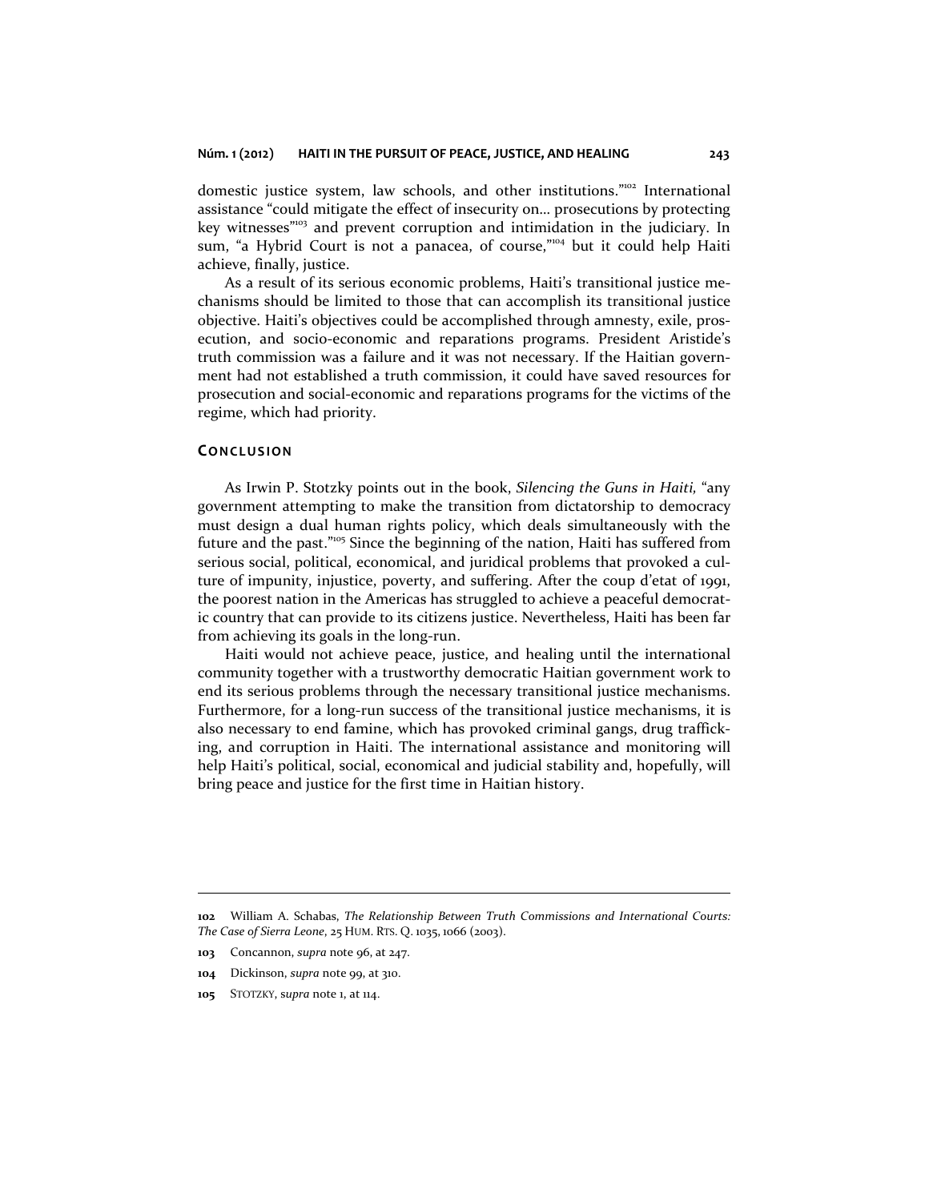domestic justice system, law schools, and other institutions."[102] International assistance "could mitigate the effect of insecurity on… prosecutions by protecting key witnesses"[103] and prevent corruption and intimidation in the judiciary. In sum, "a Hybrid Court is not a panacea, of course,"[104] but it could help Haiti achieve, finally, justice.

As a result of its serious economic problems, Haiti's transitional justice mechanisms should be limited to those that can accomplish its transitional justice objective. Haiti's objectives could be accomplished through amnesty, exile, prosecution, and socio-economic and reparations programs. President Aristide's truth commission was a failure and it was not necessary. If the Haitian government had not established a truth commission, it could have saved resources for prosecution and social-economic and reparations programs for the victims of the regime, which had priority.

## CONCLUSION

As Irwin P. Stotzky points out in the book, *Silencing the Guns in Haiti*, "any government attempting to make the transition from dictatorship to democracy must design a dual human rights policy, which deals simultaneously with the future and the past."[105] Since the beginning of the nation, Haiti has suffered from serious social, political, economical, and juridical problems that provoked a culture of impunity, injustice, poverty, and suffering. After the coup d'etat of 1991, the poorest nation in the Americas has struggled to achieve a peaceful democratic country that can provide to its citizens justice. Nevertheless, Haiti has been far from achieving its goals in the long-run.

Haiti would not achieve peace, justice, and healing until the international community together with a trustworthy democratic Haitian government work to end its serious problems through the necessary transitional justice mechanisms. Furthermore, for a long-run success of the transitional justice mechanisms, it is also necessary to end famine, which has provoked criminal gangs, drug trafficking, and corruption in Haiti. The international assistance and monitoring will help Haiti's political, social, economical and judicial stability and, hopefully, will bring peace and justice for the first time in Haitian history.

---

**102** William A. Schabas, *The Relationship Between Truth Commissions and International Courts: The Case of Sierra Leone*, 25 HUM. RTS. Q. 1035, 1066 (2003).

**103** Concannon, *supra* note 96, at 247.

**104** Dickinson, *supra* note 99, at 310.

**105** STOTZKY, *supra* note 1, at 114.